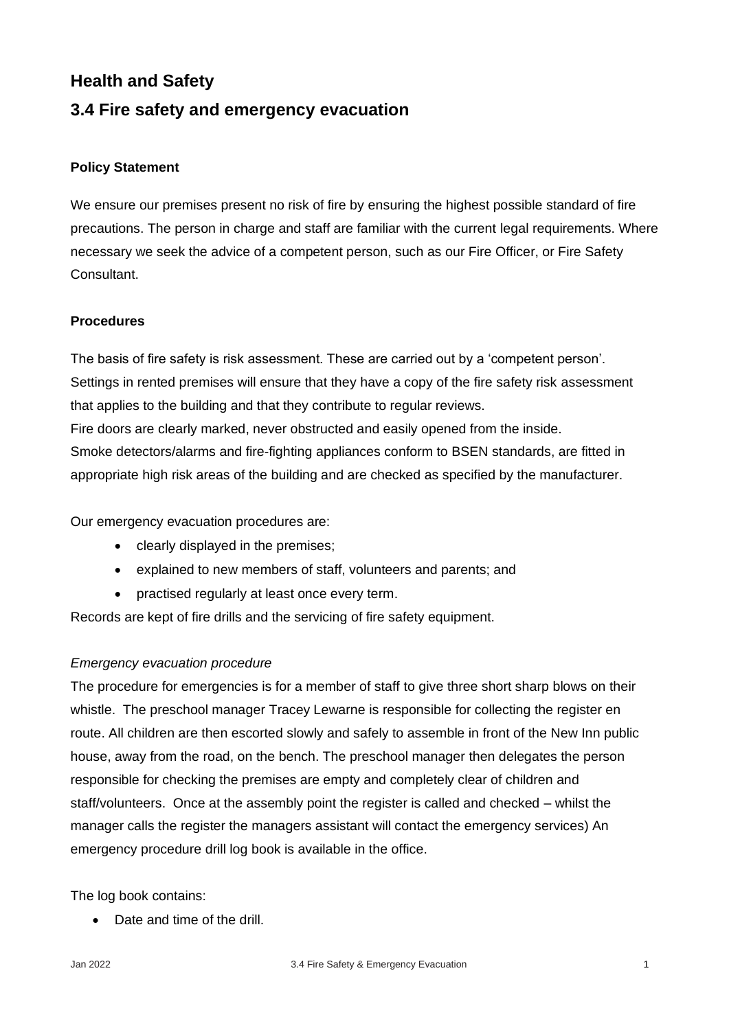# Health and Safety

## 3.4 Fire safety and emergency evacuation

**Policy Statement**

We ensure our premises present no risk of fire by ensuring the highest possible standard of fire precautions. The person in charge and staff are familiar with the current legal requirements. Where necessary we seek the advice of a competent person, such as our Fire Officer, or Fire Safety Consultant.

**Procedures**

The basis of fire safety is risk assessment. These are carried out by a 'competent person'. Settings in rented premises will ensure that they have a copy of the fire safety risk assessment that applies to the building and that they contribute to regular reviews.
Fire doors are clearly marked, never obstructed and easily opened from the inside.
Smoke detectors/alarms and fire-fighting appliances conform to BSEN standards, are fitted in appropriate high risk areas of the building and are checked as specified by the manufacturer.

Our emergency evacuation procedures are:

- clearly displayed in the premises;
- explained to new members of staff, volunteers and parents; and
- practised regularly at least once every term.

Records are kept of fire drills and the servicing of fire safety equipment.

*Emergency evacuation procedure*

The procedure for emergencies is for a member of staff to give three short sharp blows on their whistle. The preschool manager Tracey Lewarne is responsible for collecting the register en route. All children are then escorted slowly and safely to assemble in front of the New Inn public house, away from the road, on the bench. The preschool manager then delegates the person responsible for checking the premises are empty and completely clear of children and staff/volunteers. Once at the assembly point the register is called and checked – whilst the manager calls the register the managers assistant will contact the emergency services) An emergency procedure drill log book is available in the office.

The log book contains:

- Date and time of the drill.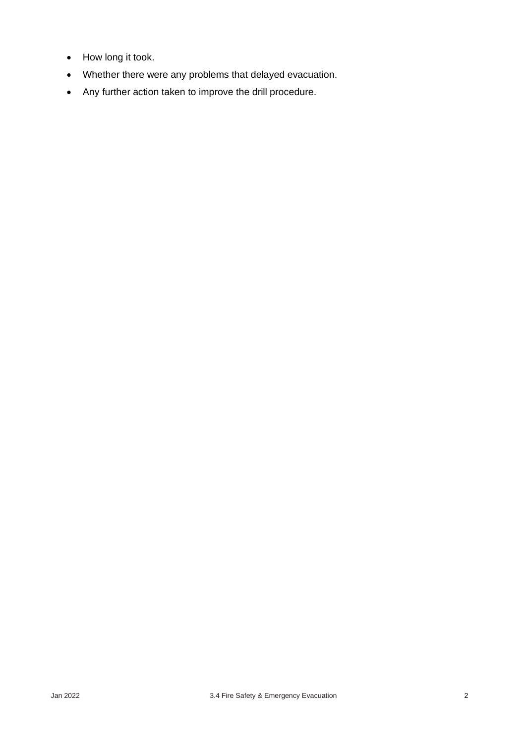- How long it took.
- Whether there were any problems that delayed evacuation.
- Any further action taken to improve the drill procedure.